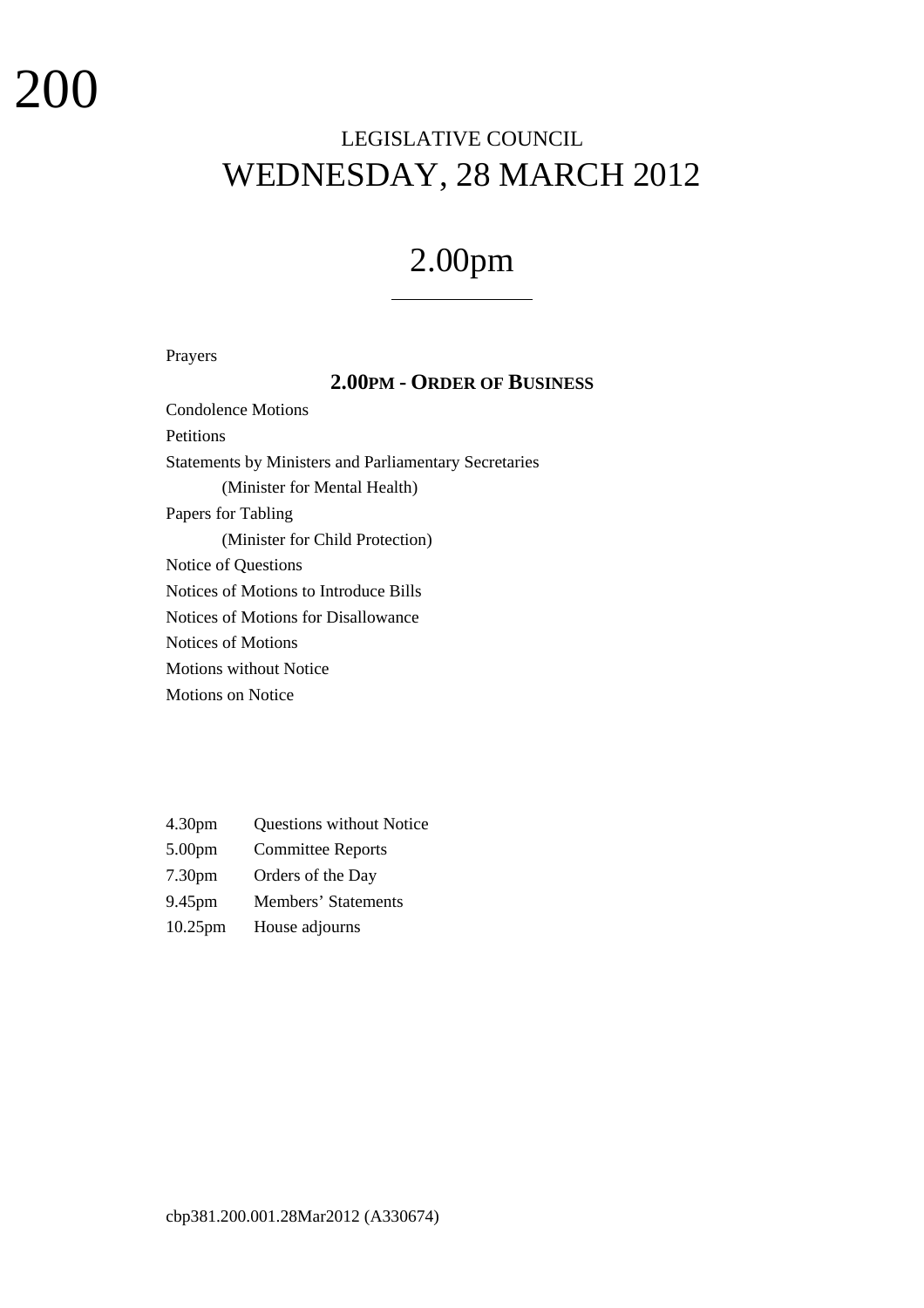200

# LEGISLATIVE COUNCIL
# WEDNESDAY, 28 MARCH 2012

## 2.00pm

---

Prayers

**2.00PM - ORDER OF BUSINESS**

Condolence Motions

Petitions

Statements by Ministers and Parliamentary Secretaries

    (Minister for Mental Health)

Papers for Tabling

    (Minister for Child Protection)

Notice of Questions

Notices of Motions to Introduce Bills

Notices of Motions for Disallowance

Notices of Motions

Motions without Notice

Motions on Notice

| | |
|---|---|
| 4.30pm | Questions without Notice |
| 5.00pm | Committee Reports |
| 7.30pm | Orders of the Day |
| 9.45pm | Members' Statements |
| 10.25pm | House adjourns |

cbp381.200.001.28Mar2012 (A330674)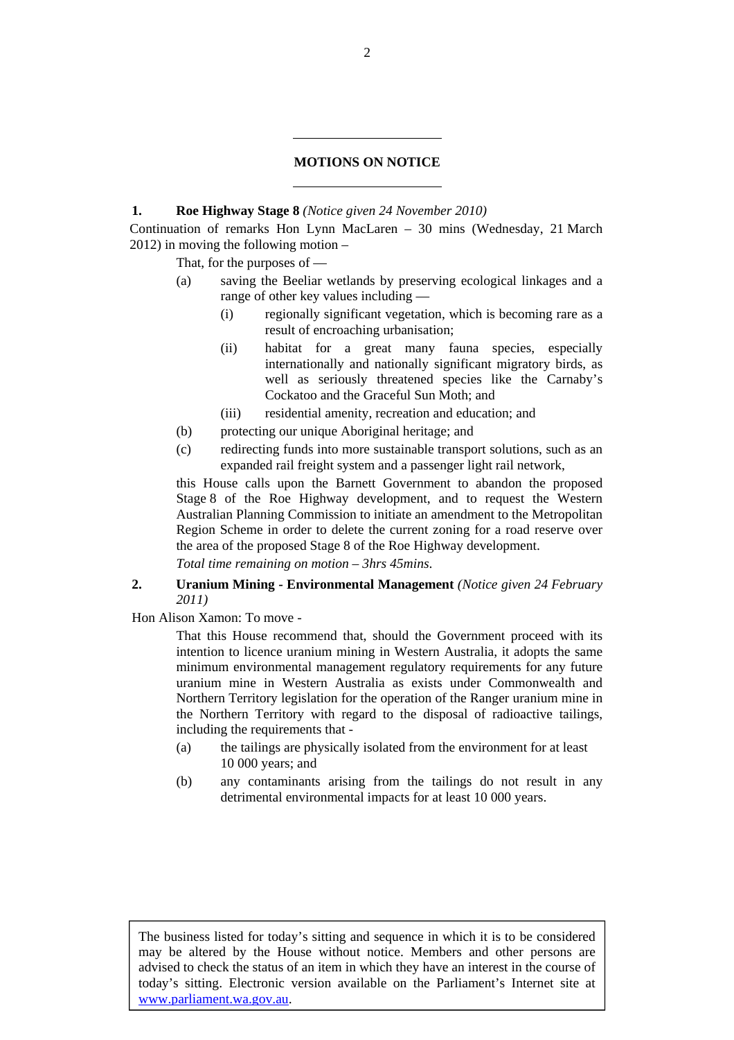## MOTIONS ON NOTICE

**1. Roe Highway Stage 8** *(Notice given 24 November 2010)*

Continuation of remarks Hon Lynn MacLaren – 30 mins (Wednesday, 21 March 2012) in moving the following motion –

That, for the purposes of —

(a) saving the Beeliar wetlands by preserving ecological linkages and a range of other key values including —

(i) regionally significant vegetation, which is becoming rare as a result of encroaching urbanisation;

(ii) habitat for a great many fauna species, especially internationally and nationally significant migratory birds, as well as seriously threatened species like the Carnaby's Cockatoo and the Graceful Sun Moth; and

(iii) residential amenity, recreation and education; and

(b) protecting our unique Aboriginal heritage; and

(c) redirecting funds into more sustainable transport solutions, such as an expanded rail freight system and a passenger light rail network,

this House calls upon the Barnett Government to abandon the proposed Stage 8 of the Roe Highway development, and to request the Western Australian Planning Commission to initiate an amendment to the Metropolitan Region Scheme in order to delete the current zoning for a road reserve over the area of the proposed Stage 8 of the Roe Highway development.

*Total time remaining on motion – 3hrs 45mins.*

**2. Uranium Mining - Environmental Management** *(Notice given 24 February 2011)*

Hon Alison Xamon: To move -

That this House recommend that, should the Government proceed with its intention to licence uranium mining in Western Australia, it adopts the same minimum environmental management regulatory requirements for any future uranium mine in Western Australia as exists under Commonwealth and Northern Territory legislation for the operation of the Ranger uranium mine in the Northern Territory with regard to the disposal of radioactive tailings, including the requirements that -

(a) the tailings are physically isolated from the environment for at least 10 000 years; and

(b) any contaminants arising from the tailings do not result in any detrimental environmental impacts for at least 10 000 years.

The business listed for today's sitting and sequence in which it is to be considered may be altered by the House without notice. Members and other persons are advised to check the status of an item in which they have an interest in the course of today's sitting. Electronic version available on the Parliament's Internet site at www.parliament.wa.gov.au.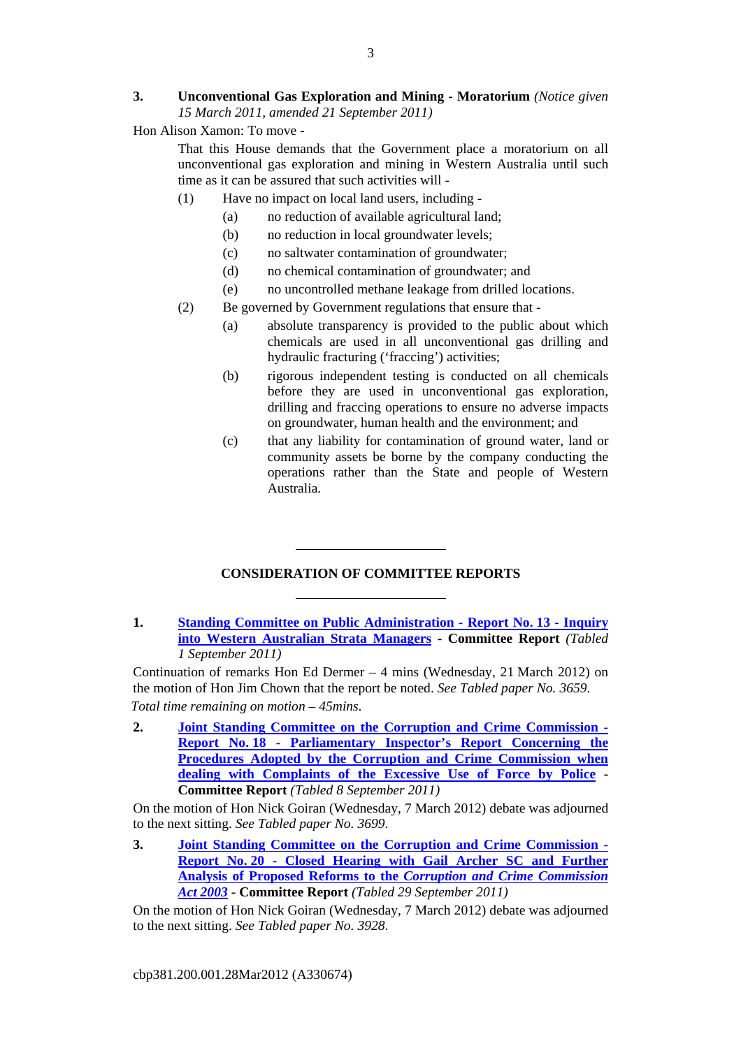**3. Unconventional Gas Exploration and Mining - Moratorium** *(Notice given 15 March 2011, amended 21 September 2011)*

Hon Alison Xamon: To move -

That this House demands that the Government place a moratorium on all unconventional gas exploration and mining in Western Australia until such time as it can be assured that such activities will -

(1) Have no impact on local land users, including -

(a) no reduction of available agricultural land;

(b) no reduction in local groundwater levels;

(c) no saltwater contamination of groundwater;

(d) no chemical contamination of groundwater; and

(e) no uncontrolled methane leakage from drilled locations.

(2) Be governed by Government regulations that ensure that -

(a) absolute transparency is provided to the public about which chemicals are used in all unconventional gas drilling and hydraulic fracturing ('fraccing') activities;

(b) rigorous independent testing is conducted on all chemicals before they are used in unconventional gas exploration, drilling and fraccing operations to ensure no adverse impacts on groundwater, human health and the environment; and

(c) that any liability for contamination of ground water, land or community assets be borne by the company conducting the operations rather than the State and people of Western Australia.

---

## CONSIDERATION OF COMMITTEE REPORTS

---

**1. Standing Committee on Public Administration - Report No. 13 - Inquiry into Western Australian Strata Managers - Committee Report** *(Tabled 1 September 2011)*

Continuation of remarks Hon Ed Dermer – 4 mins (Wednesday, 21 March 2012) on the motion of Hon Jim Chown that the report be noted. *See Tabled paper No. 3659*.

*Total time remaining on motion – 45mins*.

**2. Joint Standing Committee on the Corruption and Crime Commission - Report No. 18 - Parliamentary Inspector's Report Concerning the Procedures Adopted by the Corruption and Crime Commission when dealing with Complaints of the Excessive Use of Force by Police - Committee Report** *(Tabled 8 September 2011)*

On the motion of Hon Nick Goiran (Wednesday, 7 March 2012) debate was adjourned to the next sitting. *See Tabled paper No. 3699*.

**3. Joint Standing Committee on the Corruption and Crime Commission - Report No. 20 - Closed Hearing with Gail Archer SC and Further Analysis of Proposed Reforms to the *Corruption and Crime Commission Act 2003* - Committee Report** *(Tabled 29 September 2011)*

On the motion of Hon Nick Goiran (Wednesday, 7 March 2012) debate was adjourned to the next sitting. *See Tabled paper No. 3928*.

cbp381.200.001.28Mar2012 (A330674)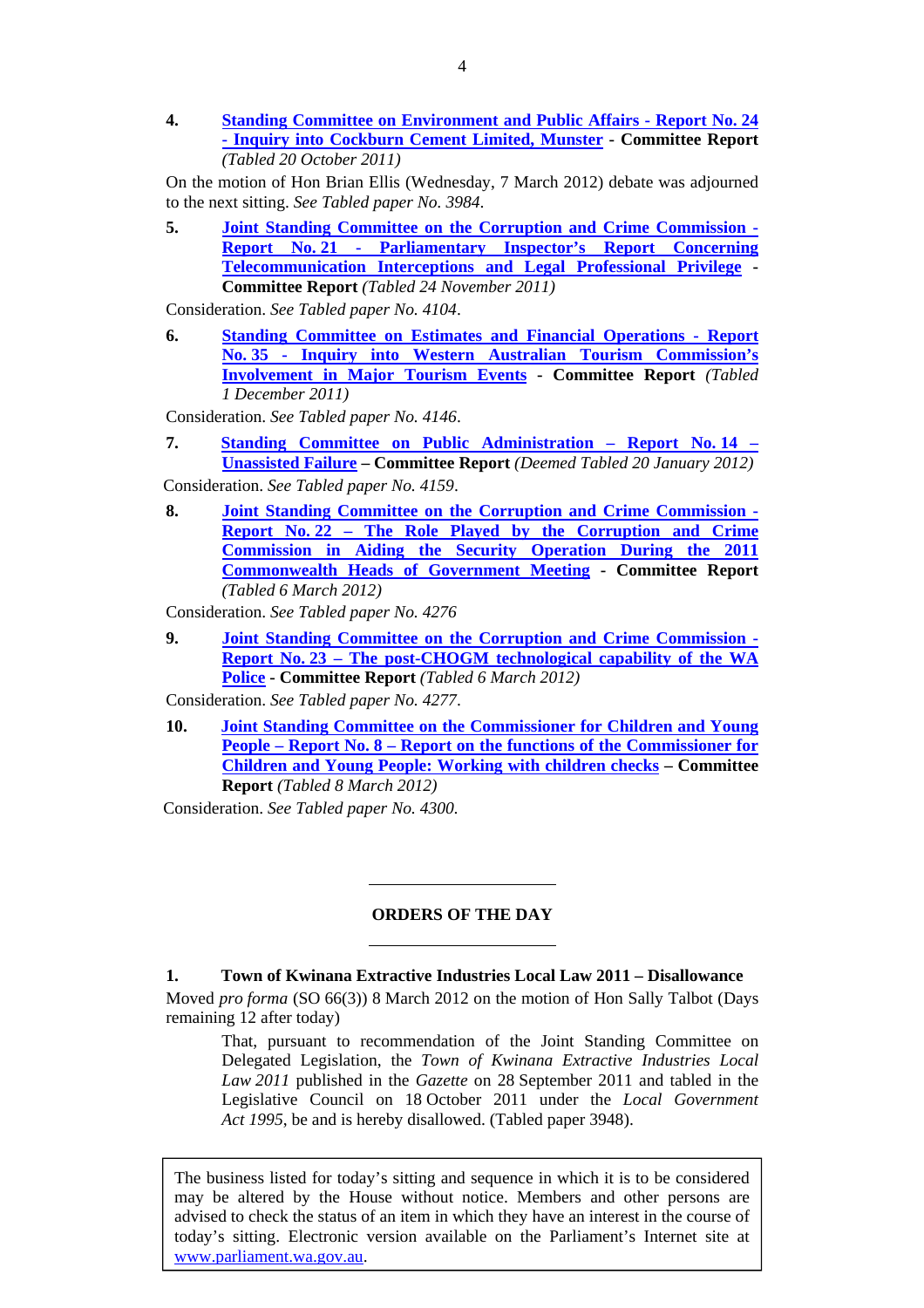4. **Standing Committee on Environment and Public Affairs - Report No. 24 - Inquiry into Cockburn Cement Limited, Munster - Committee Report** *(Tabled 20 October 2011)*

On the motion of Hon Brian Ellis (Wednesday, 7 March 2012) debate was adjourned to the next sitting. *See Tabled paper No. 3984*.

5. **Joint Standing Committee on the Corruption and Crime Commission - Report No. 21 - Parliamentary Inspector's Report Concerning Telecommunication Interceptions and Legal Professional Privilege - Committee Report** *(Tabled 24 November 2011)*

Consideration. *See Tabled paper No. 4104*.

6. **Standing Committee on Estimates and Financial Operations - Report No. 35 - Inquiry into Western Australian Tourism Commission's Involvement in Major Tourism Events - Committee Report** *(Tabled 1 December 2011)*

Consideration. *See Tabled paper No. 4146*.

7. **Standing Committee on Public Administration – Report No. 14 – Unassisted Failure – Committee Report** *(Deemed Tabled 20 January 2012)*

Consideration. *See Tabled paper No. 4159*.

8. **Joint Standing Committee on the Corruption and Crime Commission - Report No. 22 – The Role Played by the Corruption and Crime Commission in Aiding the Security Operation During the 2011 Commonwealth Heads of Government Meeting - Committee Report** *(Tabled 6 March 2012)*

Consideration. *See Tabled paper No. 4276*

9. **Joint Standing Committee on the Corruption and Crime Commission - Report No. 23 – The post-CHOGM technological capability of the WA Police - Committee Report** *(Tabled 6 March 2012)*

Consideration. *See Tabled paper No. 4277*.

10. **Joint Standing Committee on the Commissioner for Children and Young People – Report No. 8 – Report on the functions of the Commissioner for Children and Young People: Working with children checks – Committee Report** *(Tabled 8 March 2012)*

Consideration. *See Tabled paper No. 4300.*

## ORDERS OF THE DAY

**1. Town of Kwinana Extractive Industries Local Law 2011 – Disallowance**

Moved *pro forma* (SO 66(3)) 8 March 2012 on the motion of Hon Sally Talbot (Days remaining 12 after today)

> That, pursuant to recommendation of the Joint Standing Committee on Delegated Legislation, the *Town of Kwinana Extractive Industries Local Law 2011* published in the *Gazette* on 28 September 2011 and tabled in the Legislative Council on 18 October 2011 under the *Local Government Act 1995*, be and is hereby disallowed. (Tabled paper 3948).

The business listed for today's sitting and sequence in which it is to be considered may be altered by the House without notice. Members and other persons are advised to check the status of an item in which they have an interest in the course of today's sitting. Electronic version available on the Parliament's Internet site at www.parliament.wa.gov.au.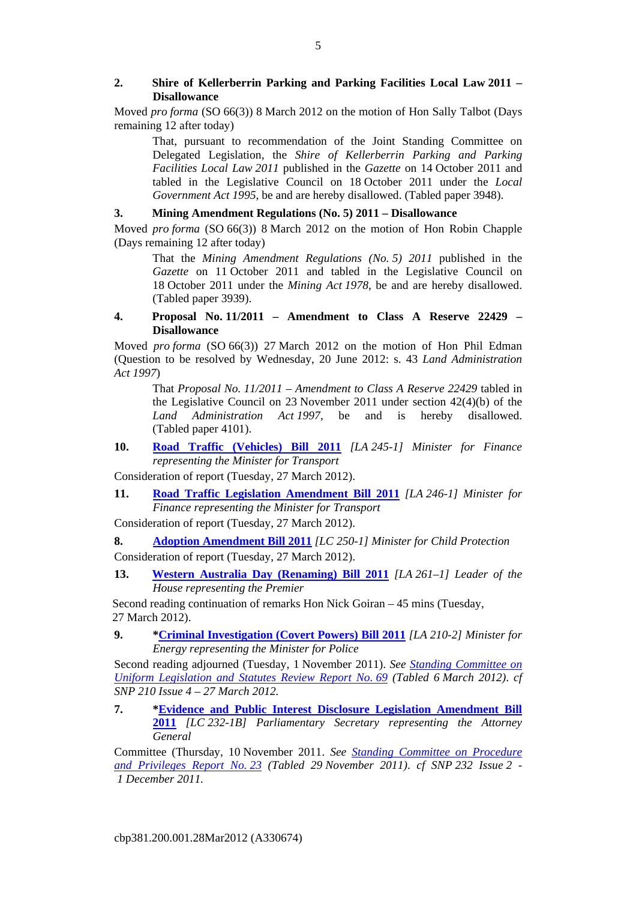**2. Shire of Kellerberrin Parking and Parking Facilities Local Law 2011 – Disallowance**

Moved *pro forma* (SO 66(3)) 8 March 2012 on the motion of Hon Sally Talbot (Days remaining 12 after today)

> That, pursuant to recommendation of the Joint Standing Committee on Delegated Legislation, the *Shire of Kellerberrin Parking and Parking Facilities Local Law 2011* published in the *Gazette* on 14 October 2011 and tabled in the Legislative Council on 18 October 2011 under the *Local Government Act 1995*, be and are hereby disallowed. (Tabled paper 3948).

**3. Mining Amendment Regulations (No. 5) 2011 – Disallowance**

Moved *pro forma* (SO 66(3)) 8 March 2012 on the motion of Hon Robin Chapple (Days remaining 12 after today)

> That the *Mining Amendment Regulations (No. 5) 2011* published in the *Gazette* on 11 October 2011 and tabled in the Legislative Council on 18 October 2011 under the *Mining Act 1978*, be and are hereby disallowed. (Tabled paper 3939).

**4. Proposal No. 11/2011 – Amendment to Class A Reserve 22429 – Disallowance**

Moved *pro forma* (SO 66(3)) 27 March 2012 on the motion of Hon Phil Edman (Question to be resolved by Wednesday, 20 June 2012: s. 43 *Land Administration Act 1997*)

> That *Proposal No. 11/2011 – Amendment to Class A Reserve 22429* tabled in the Legislative Council on 23 November 2011 under section 42(4)(b) of the *Land Administration Act 1997*, be and is hereby disallowed. (Tabled paper 4101).

**10. Road Traffic (Vehicles) Bill 2011** *[LA 245-1] Minister for Finance representing the Minister for Transport*

Consideration of report (Tuesday, 27 March 2012).

**11. Road Traffic Legislation Amendment Bill 2011** *[LA 246-1] Minister for Finance representing the Minister for Transport*

Consideration of report (Tuesday, 27 March 2012).

**8. Adoption Amendment Bill 2011** *[LC 250-1] Minister for Child Protection*

Consideration of report (Tuesday, 27 March 2012).

**13. Western Australia Day (Renaming) Bill 2011** *[LA 261–1] Leader of the House representing the Premier*

Second reading continuation of remarks Hon Nick Goiran – 45 mins (Tuesday, 27 March 2012).

**9. *Criminal Investigation (Covert Powers) Bill 2011** *[LA 210-2] Minister for Energy representing the Minister for Police*

Second reading adjourned (Tuesday, 1 November 2011). *See Standing Committee on Uniform Legislation and Statutes Review Report No. 69 (Tabled 6 March 2012). cf SNP 210 Issue 4 – 27 March 2012.*

**7. *Evidence and Public Interest Disclosure Legislation Amendment Bill 2011** *[LC 232-1B] Parliamentary Secretary representing the Attorney General*

Committee (Thursday, 10 November 2011. *See Standing Committee on Procedure and Privileges Report No. 23 (Tabled 29 November 2011). cf SNP 232 Issue 2 - 1 December 2011.*

cbp381.200.001.28Mar2012 (A330674)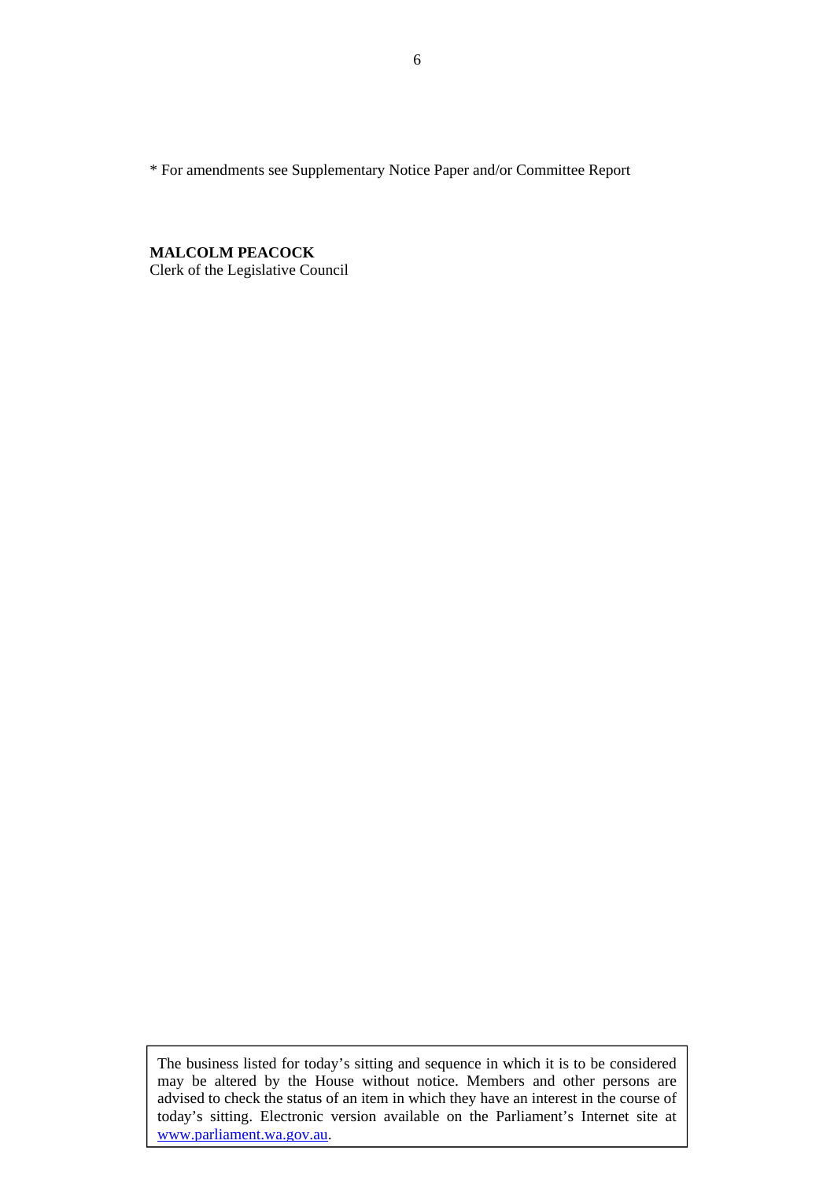* For amendments see Supplementary Notice Paper and/or Committee Report

**MALCOLM PEACOCK**
Clerk of the Legislative Council

The business listed for today's sitting and sequence in which it is to be considered may be altered by the House without notice. Members and other persons are advised to check the status of an item in which they have an interest in the course of today's sitting. Electronic version available on the Parliament's Internet site at www.parliament.wa.gov.au.